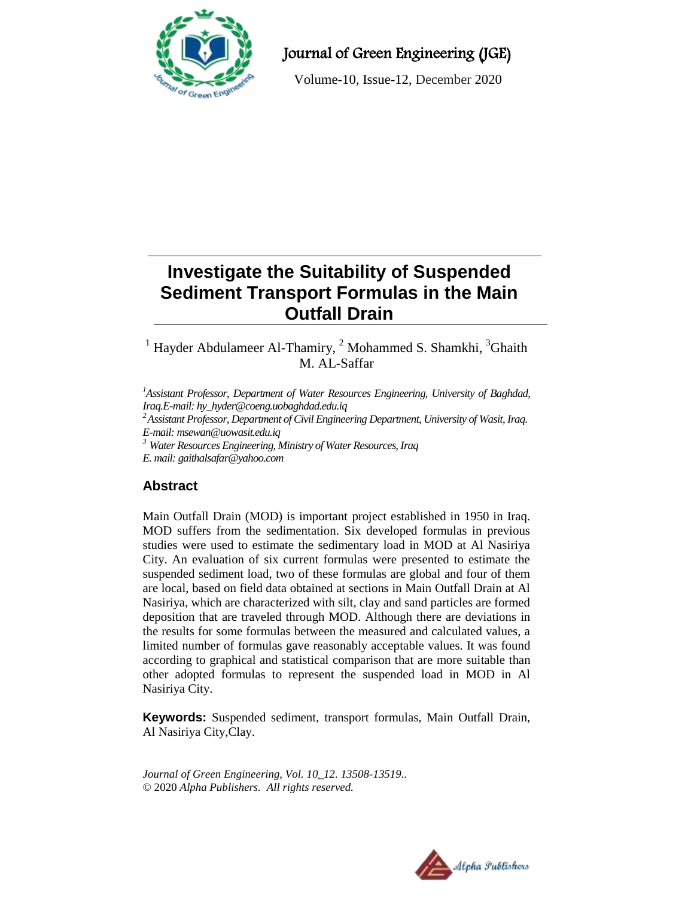# Investigate the Suitability of Suspended Sediment Transport Formulas in the Main Outfall Drain

[1] Hayder Abdulameer Al-Thamiry, [2] Mohammed S. Shamkhi, [3]Ghaith M. AL-Saffar

*[1]Assistant Professor, Department of Water Resources Engineering, University of Baghdad, Iraq.E-mail: hy_hyder@coeng.uobaghdad.edu.iq*
*[2]Assistant Professor, Department of Civil Engineering Department, University of Wasit, Iraq. E-mail: msewan@uowasit.edu.iq*
*[3] Water Resources Engineering, Ministry of Water Resources, Iraq*
*E. mail: gaithalsafar@yahoo.com*

## Abstract

Main Outfall Drain (MOD) is important project established in 1950 in Iraq. MOD suffers from the sedimentation. Six developed formulas in previous studies were used to estimate the sedimentary load in MOD at Al Nasiriya City. An evaluation of six current formulas were presented to estimate the suspended sediment load, two of these formulas are global and four of them are local, based on field data obtained at sections in Main Outfall Drain at Al Nasiriya, which are characterized with silt, clay and sand particles are formed deposition that are traveled through MOD. Although there are deviations in the results for some formulas between the measured and calculated values, a limited number of formulas gave reasonably acceptable values. It was found according to graphical and statistical comparison that are more suitable than other adopted formulas to represent the suspended load in MOD in Al Nasiriya City.

**Keywords:** Suspended sediment, transport formulas, Main Outfall Drain, Al Nasiriya City,Clay.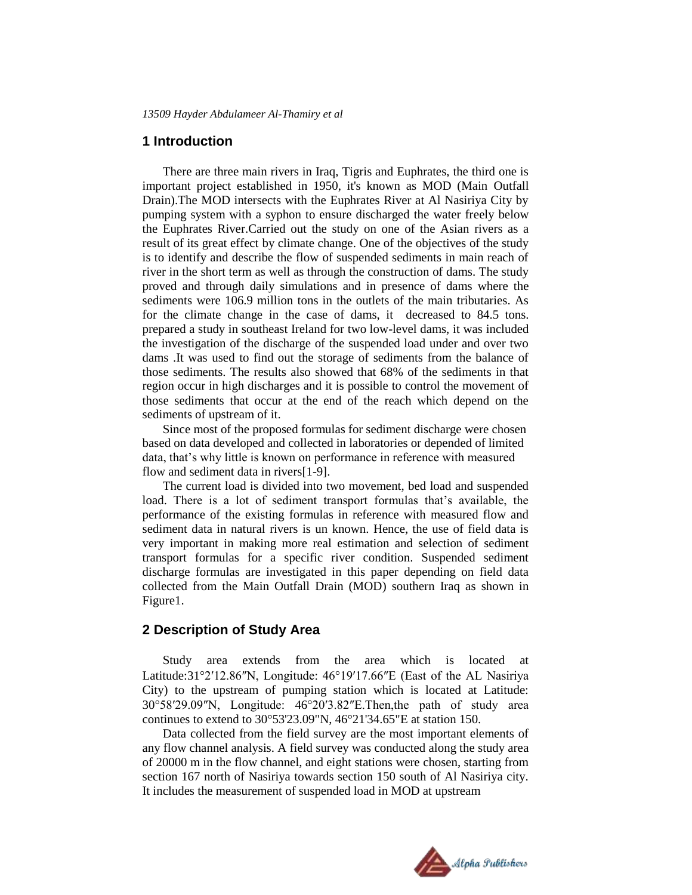## 1 Introduction

There are three main rivers in Iraq, Tigris and Euphrates, the third one is important project established in 1950, it's known as MOD (Main Outfall Drain).The MOD intersects with the Euphrates River at Al Nasiriya City by pumping system with a syphon to ensure discharged the water freely below the Euphrates River.Carried out the study on one of the Asian rivers as a result of its great effect by climate change. One of the objectives of the study is to identify and describe the flow of suspended sediments in main reach of river in the short term as well as through the construction of dams. The study proved and through daily simulations and in presence of dams where the sediments were 106.9 million tons in the outlets of the main tributaries. As for the climate change in the case of dams, it decreased to 84.5 tons. prepared a study in southeast Ireland for two low-level dams, it was included the investigation of the discharge of the suspended load under and over two dams .It was used to find out the storage of sediments from the balance of those sediments. The results also showed that 68% of the sediments in that region occur in high discharges and it is possible to control the movement of those sediments that occur at the end of the reach which depend on the sediments of upstream of it.

Since most of the proposed formulas for sediment discharge were chosen based on data developed and collected in laboratories or depended of limited data, that's why little is known on performance in reference with measured flow and sediment data in rivers[1-9].

The current load is divided into two movement, bed load and suspended load. There is a lot of sediment transport formulas that's available, the performance of the existing formulas in reference with measured flow and sediment data in natural rivers is un known. Hence, the use of field data is very important in making more real estimation and selection of sediment transport formulas for a specific river condition. Suspended sediment discharge formulas are investigated in this paper depending on field data collected from the Main Outfall Drain (MOD) southern Iraq as shown in Figure1.

## 2 Description of Study Area

Study area extends from the area which is located at Latitude:31°2′12.86″N, Longitude: 46°19′17.66″E (East of the AL Nasiriya City) to the upstream of pumping station which is located at Latitude: 30°58′29.09″N, Longitude: 46°20′3.82″E.Then,the path of study area continues to extend to 30°53'23.09"N, 46°21'34.65"E at station 150.

Data collected from the field survey are the most important elements of any flow channel analysis. A field survey was conducted along the study area of 20000 m in the flow channel, and eight stations were chosen, starting from section 167 north of Nasiriya towards section 150 south of Al Nasiriya city. It includes the measurement of suspended load in MOD at upstream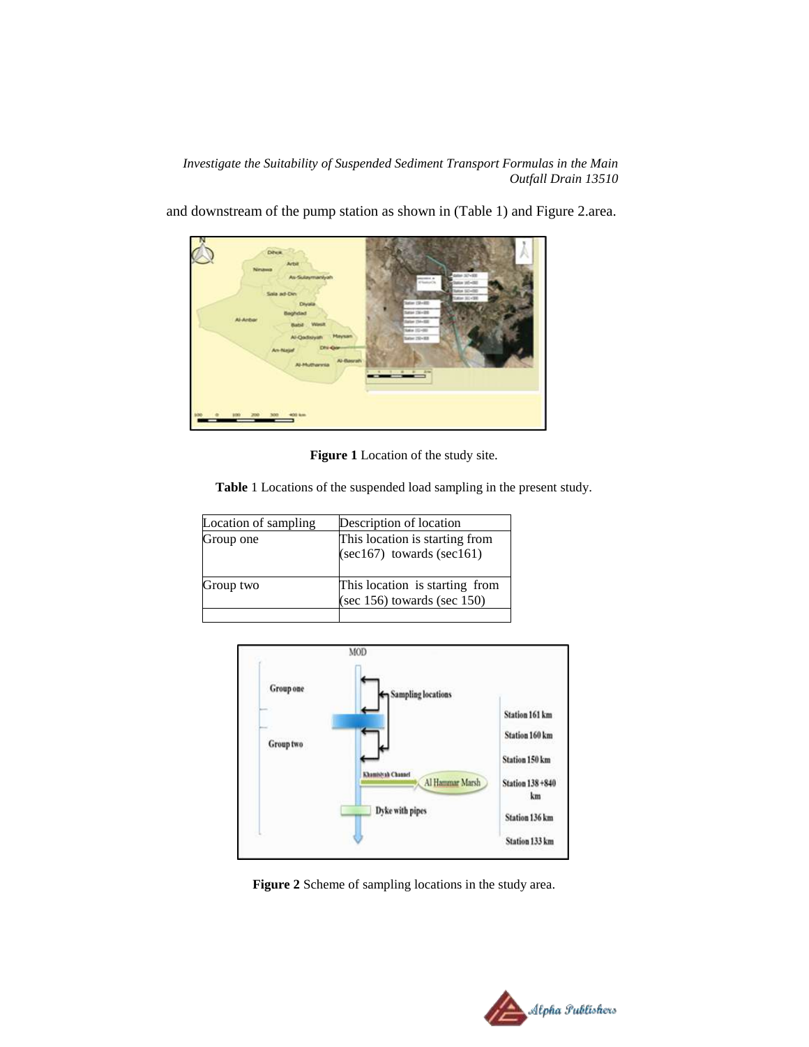and downstream of the pump station as shown in (Table 1) and Figure 2.area.

**Figure 1** Location of the study site.

**Table** 1 Locations of the suspended load sampling in the present study.

| Location of sampling | Description of location |
| --- | --- |
| Group one | This location is starting from (sec167) towards (sec161) |
| Group two | This location is starting from (sec 156) towards (sec 150) |
| | |

**Figure 2** Scheme of sampling locations in the study area.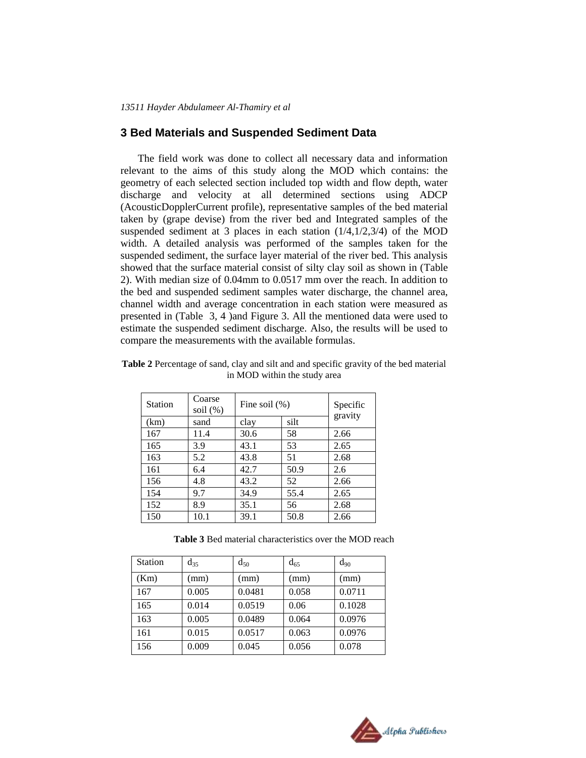## 3 Bed Materials and Suspended Sediment Data

The field work was done to collect all necessary data and information relevant to the aims of this study along the MOD which contains: the geometry of each selected section included top width and flow depth, water discharge and velocity at all determined sections using ADCP (AcousticDopplerCurrent profile), representative samples of the bed material taken by (grape devise) from the river bed and Integrated samples of the suspended sediment at 3 places in each station (1/4,1/2,3/4) of the MOD width. A detailed analysis was performed of the samples taken for the suspended sediment, the surface layer material of the river bed. This analysis showed that the surface material consist of silty clay soil as shown in (Table 2). With median size of 0.04mm to 0.0517 mm over the reach. In addition to the bed and suspended sediment samples water discharge, the channel area, channel width and average concentration in each station were measured as presented in (Table 3, 4 )and Figure 3. All the mentioned data were used to estimate the suspended sediment discharge. Also, the results will be used to compare the measurements with the available formulas.

**Table 2** Percentage of sand, clay and silt and and specific gravity of the bed material in MOD within the study area

| Station | Coarse soil (%) | Fine soil (%) | | Specific gravity |
|---|---|---|---|---|
| (km) | sand | clay | silt | |
| 167 | 11.4 | 30.6 | 58 | 2.66 |
| 165 | 3.9 | 43.1 | 53 | 2.65 |
| 163 | 5.2 | 43.8 | 51 | 2.68 |
| 161 | 6.4 | 42.7 | 50.9 | 2.6 |
| 156 | 4.8 | 43.2 | 52 | 2.66 |
| 154 | 9.7 | 34.9 | 55.4 | 2.65 |
| 152 | 8.9 | 35.1 | 56 | 2.68 |
| 150 | 10.1 | 39.1 | 50.8 | 2.66 |

**Table 3** Bed material characteristics over the MOD reach

| Station | $d_{35}$ | $d_{50}$ | $d_{65}$ | $d_{90}$ |
|---|---|---|---|---|
| (Km) | (mm) | (mm) | (mm) | (mm) |
| 167 | 0.005 | 0.0481 | 0.058 | 0.0711 |
| 165 | 0.014 | 0.0519 | 0.06 | 0.1028 |
| 163 | 0.005 | 0.0489 | 0.064 | 0.0976 |
| 161 | 0.015 | 0.0517 | 0.063 | 0.0976 |
| 156 | 0.009 | 0.045 | 0.056 | 0.078 |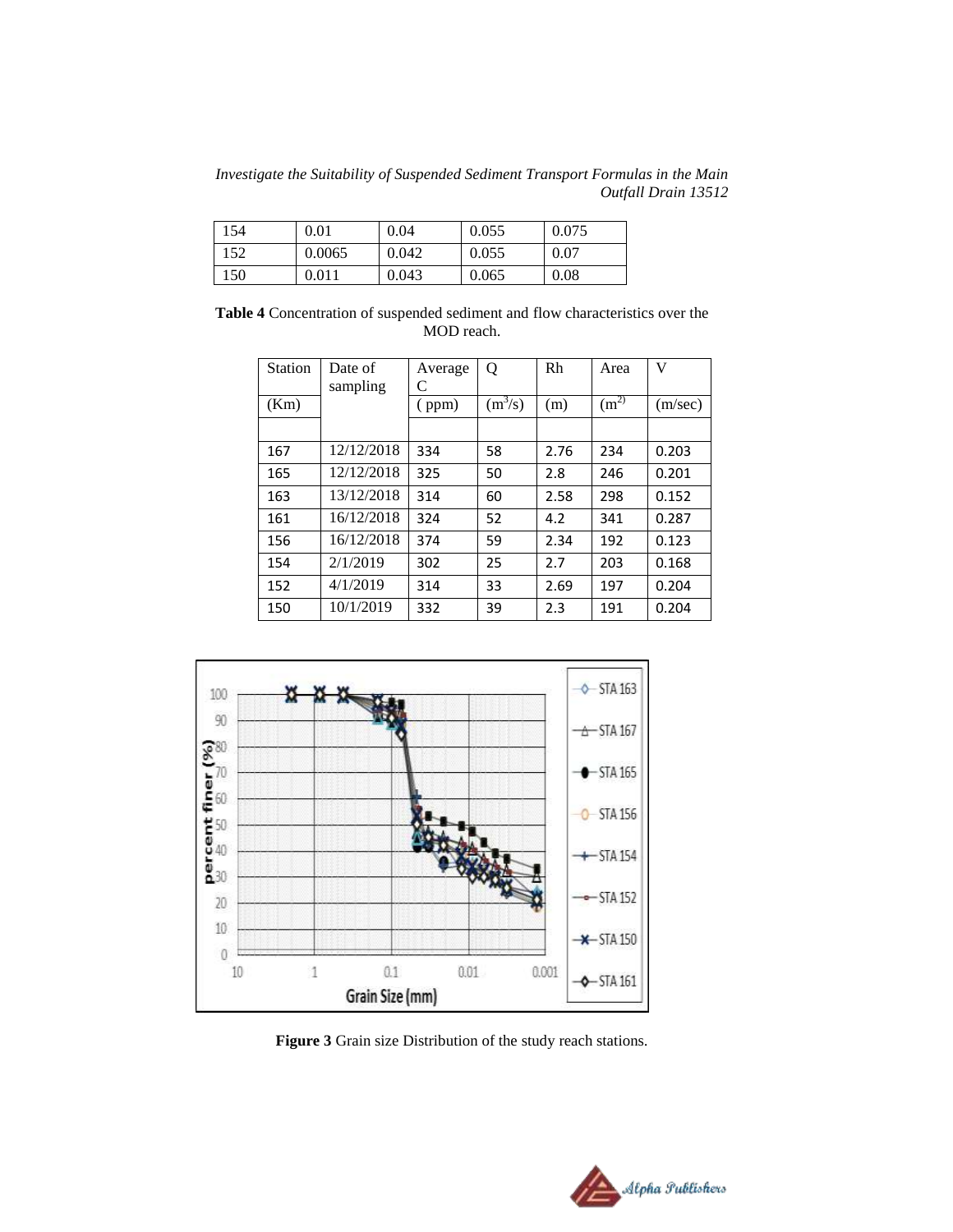| 154 | 0.01 | 0.04 | 0.055 | 0.075 |
|---|---|---|---|---|
| 152 | 0.0065 | 0.042 | 0.055 | 0.07 |
| 150 | 0.011 | 0.043 | 0.065 | 0.08 |

**Table 4** Concentration of suspended sediment and flow characteristics over the MOD reach.

| Station | Date of sampling | Average C | Q | Rh | Area | V |
|---|---|---|---|---|---|---|
| (Km) | | ( ppm) | ($m^3$/s) | (m) | ($m^{2}$) | (m/sec) |
| | | | | | | |
| 167 | 12/12/2018 | 334 | 58 | 2.76 | 234 | 0.203 |
| 165 | 12/12/2018 | 325 | 50 | 2.8 | 246 | 0.201 |
| 163 | 13/12/2018 | 314 | 60 | 2.58 | 298 | 0.152 |
| 161 | 16/12/2018 | 324 | 52 | 4.2 | 341 | 0.287 |
| 156 | 16/12/2018 | 374 | 59 | 2.34 | 192 | 0.123 |
| 154 | 2/1/2019 | 302 | 25 | 2.7 | 203 | 0.168 |
| 152 | 4/1/2019 | 314 | 33 | 2.69 | 197 | 0.204 |
| 150 | 10/1/2019 | 332 | 39 | 2.3 | 191 | 0.204 |

**Figure 3** Grain size Distribution of the study reach stations.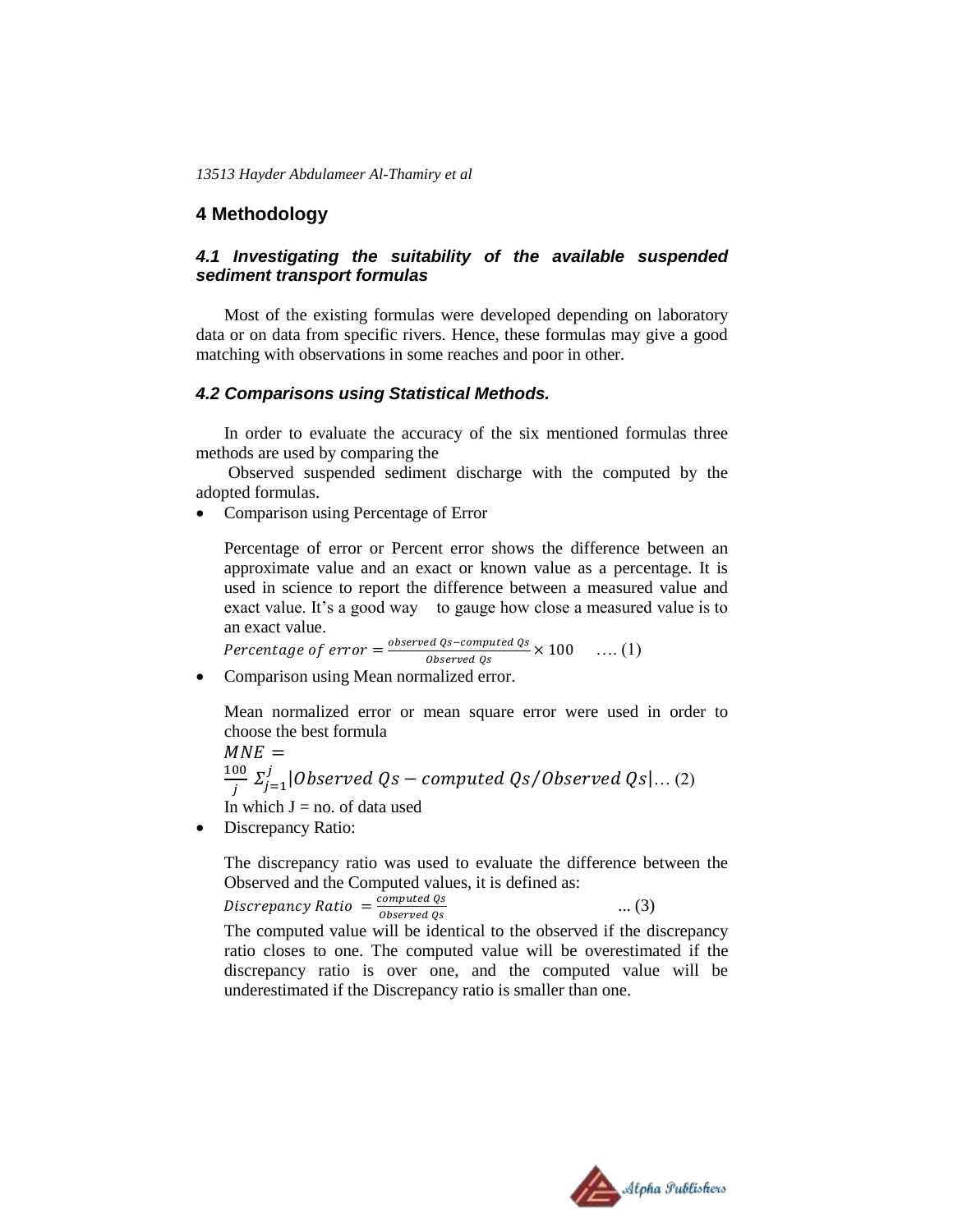## 4 Methodology

### *4.1 Investigating the suitability of the available suspended sediment transport formulas*

Most of the existing formulas were developed depending on laboratory data or on data from specific rivers. Hence, these formulas may give a good matching with observations in some reaches and poor in other.

### *4.2 Comparisons using Statistical Methods.*

In order to evaluate the accuracy of the six mentioned formulas three methods are used by comparing the

Observed suspended sediment discharge with the computed by the adopted formulas.

- Comparison using Percentage of Error

  Percentage of error or Percent error shows the difference between an approximate value and an exact or known value as a percentage. It is used in science to report the difference between a measured value and exact value. It's a good way to gauge how close a measured value is to an exact value.

  $$Percentage\ of\ error = \frac{observed\ Qs - computed\ Qs}{Observed\ Qs} \times 100 \quad \text{.... (1)}$$

- Comparison using Mean normalized error.

  Mean normalized error or mean square error were used in order to choose the best formula

  $$MNE = \frac{100}{j} \Sigma_{j=1}^{j} |Observed\ Qs - computed\ Qs/Observed\ Qs| \text{... (2)}$$

  In which J = no. of data used

- Discrepancy Ratio:

  The discrepancy ratio was used to evaluate the difference between the Observed and the Computed values, it is defined as:

  $$Discrepancy\ Ratio\ = \frac{computed\ Qs}{Observed\ Qs} \quad \text{... (3)}$$

  The computed value will be identical to the observed if the discrepancy ratio closes to one. The computed value will be overestimated if the discrepancy ratio is over one, and the computed value will be underestimated if the Discrepancy ratio is smaller than one.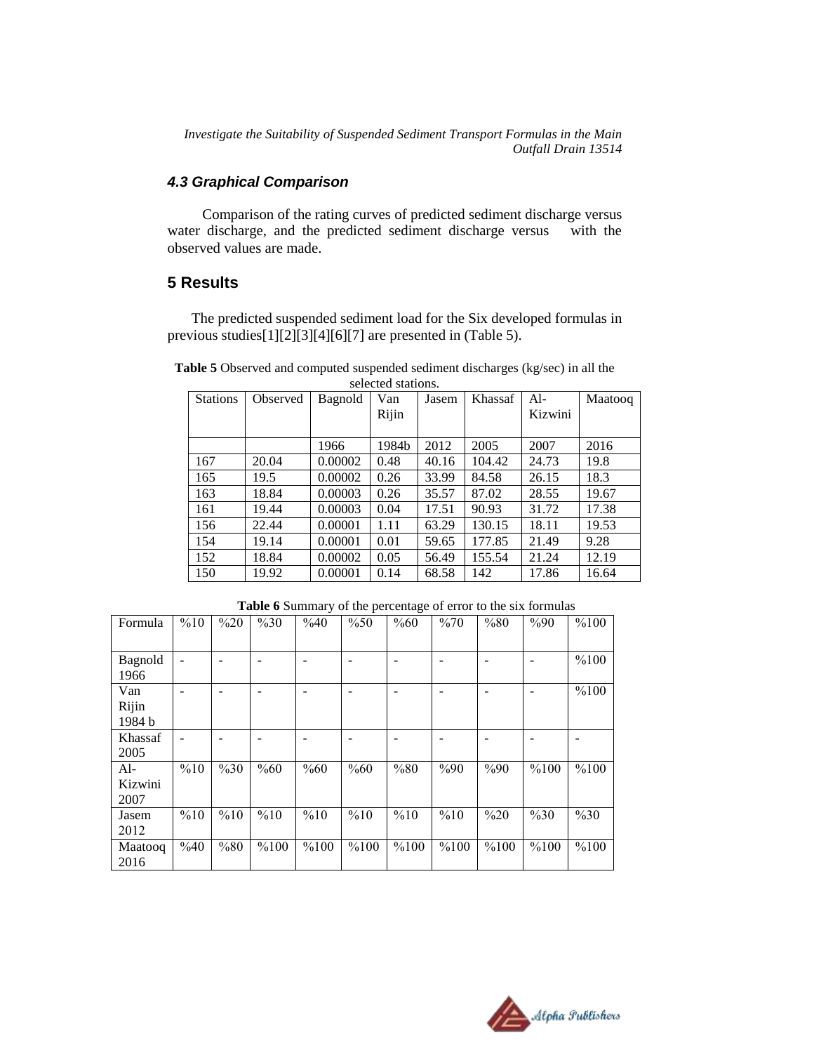### 4.3 Graphical Comparison

Comparison of the rating curves of predicted sediment discharge versus water discharge, and the predicted sediment discharge versus with the observed values are made.

## 5 Results

The predicted suspended sediment load for the Six developed formulas in previous studies[1][2][3][4][6][7] are presented in (Table 5).

**Table 5** Observed and computed suspended sediment discharges (kg/sec) in all the selected stations.

| Stations | Observed | Bagnold | Van Rijin | Jasem | Khassaf | Al-Kizwini | Maatooq |
|---|---|---|---|---|---|---|---|
| | | 1966 | 1984b | 2012 | 2005 | 2007 | 2016 |
| 167 | 20.04 | 0.00002 | 0.48 | 40.16 | 104.42 | 24.73 | 19.8 |
| 165 | 19.5 | 0.00002 | 0.26 | 33.99 | 84.58 | 26.15 | 18.3 |
| 163 | 18.84 | 0.00003 | 0.26 | 35.57 | 87.02 | 28.55 | 19.67 |
| 161 | 19.44 | 0.00003 | 0.04 | 17.51 | 90.93 | 31.72 | 17.38 |
| 156 | 22.44 | 0.00001 | 1.11 | 63.29 | 130.15 | 18.11 | 19.53 |
| 154 | 19.14 | 0.00001 | 0.01 | 59.65 | 177.85 | 21.49 | 9.28 |
| 152 | 18.84 | 0.00002 | 0.05 | 56.49 | 155.54 | 21.24 | 12.19 |
| 150 | 19.92 | 0.00001 | 0.14 | 68.58 | 142 | 17.86 | 16.64 |

**Table 6** Summary of the percentage of error to the six formulas

| Formula | %10 | %20 | %30 | %40 | %50 | %60 | %70 | %80 | %90 | %100 |
|---|---|---|---|---|---|---|---|---|---|---|
| Bagnold 1966 | - | - | - | - | - | - | - | - | - | %100 |
| Van Rijin 1984 b | - | - | - | - | - | - | - | - | - | %100 |
| Khassaf 2005 | - | - | - | - | - | - | - | - | - | - |
| Al-Kizwini 2007 | %10 | %30 | %60 | %60 | %60 | %80 | %90 | %90 | %100 | %100 |
| Jasem 2012 | %10 | %10 | %10 | %10 | %10 | %10 | %10 | %20 | %30 | %30 |
| Maatooq 2016 | %40 | %80 | %100 | %100 | %100 | %100 | %100 | %100 | %100 | %100 |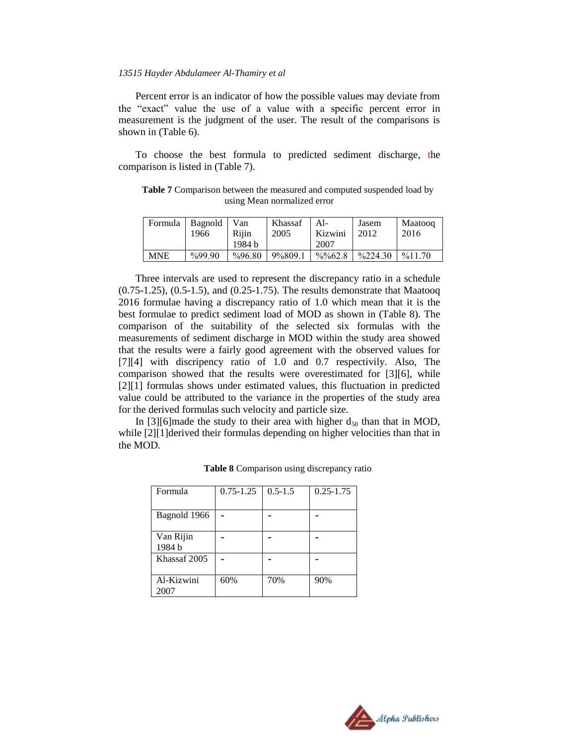Percent error is an indicator of how the possible values may deviate from the “exact” value the use of a value with a specific percent error in measurement is the judgment of the user. The result of the comparisons is shown in (Table 6).

To choose the best formula to predicted sediment discharge, the comparison is listed in (Table 7).

**Table 7** Comparison between the measured and computed suspended load by using Mean normalized error

| Formula | Bagnold 1966 | Van Rijin 1984 b | Khassaf 2005 | Al-Kizwini 2007 | Jasem 2012 | Maatooq 2016 |
|---|---|---|---|---|---|---|
| MNE | %99.90 | %96.80 | 9%809.1 | %%62.8 | %224.30 | %11.70 |

Three intervals are used to represent the discrepancy ratio in a schedule (0.75-1.25), (0.5-1.5), and (0.25-1.75). The results demonstrate that Maatooq 2016 formulae having a discrepancy ratio of 1.0 which mean that it is the best formulae to predict sediment load of MOD as shown in (Table 8). The comparison of the suitability of the selected six formulas with the measurements of sediment discharge in MOD within the study area showed that the results were a fairly good agreement with the observed values for [7][4] with discripency ratio of 1.0 and 0.7 respectivily. Also, The comparison showed that the results were overestimated for [3][6], while [2][1] formulas shows under estimated values, this fluctuation in predicted value could be attributed to the variance in the properties of the study area for the derived formulas such velocity and particle size.

In [3][6]made the study to their area with higher $d_{50}$ than that in MOD, while [2][1]derived their formulas depending on higher velocities than that in the MOD.

**Table 8** Comparison using discrepancy ratio

| Formula | 0.75-1.25 | 0.5-1.5 | 0.25-1.75 |
|---|---|---|---|
| Bagnold 1966 | - | - | - |
| Van Rijin 1984 b | - | - | - |
| Khassaf 2005 | - | - | - |
| Al-Kizwini 2007 | 60% | 70% | 90% |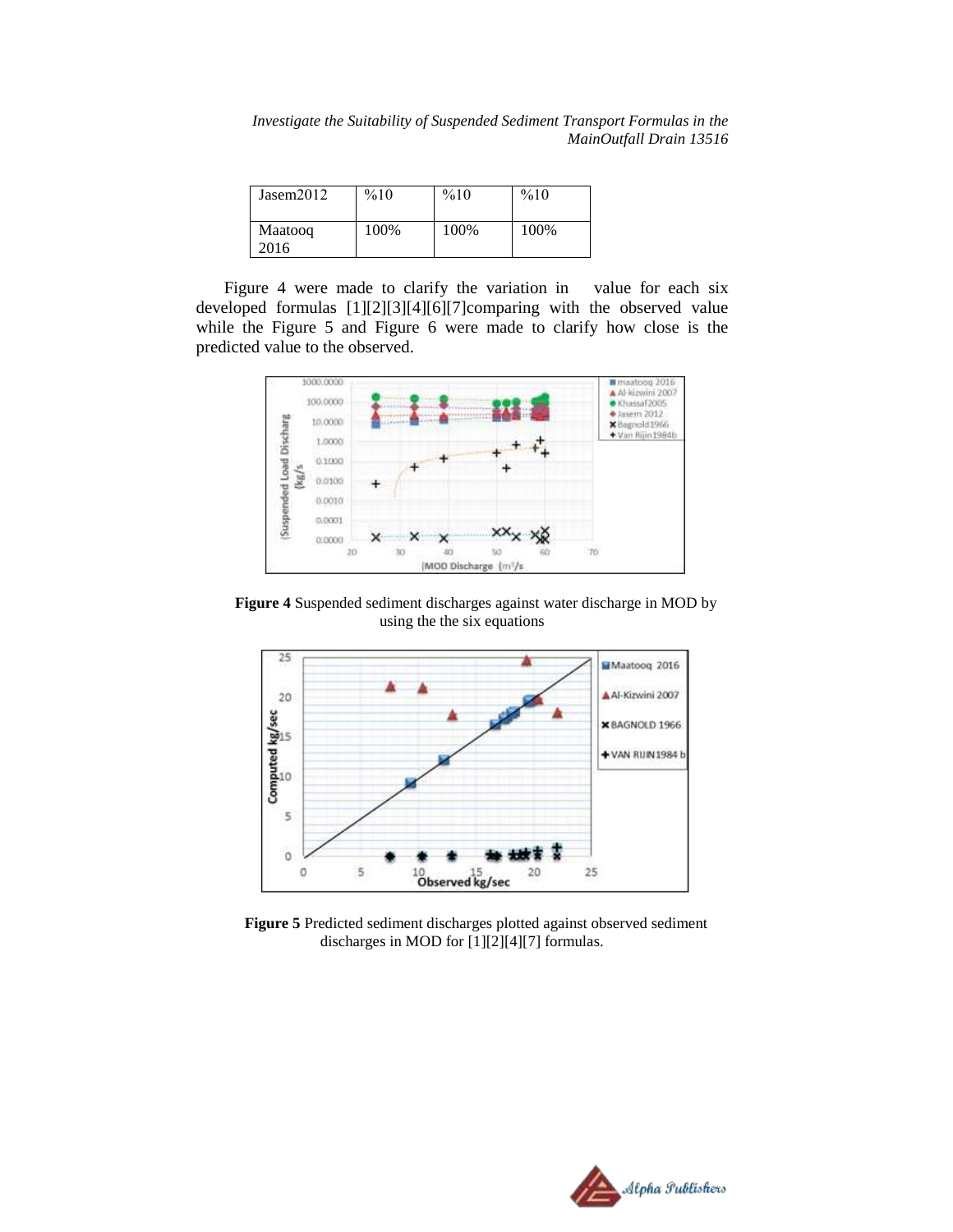| Jasem2012 | %10 | %10 | %10 |
|---|---|---|---|
| Maatooq 2016 | 100% | 100% | 100% |

Figure 4 were made to clarify the variation in value for each six developed formulas [1][2][3][4][6][7]comparing with the observed value while the Figure 5 and Figure 6 were made to clarify how close is the predicted value to the observed.

**Figure 4** Suspended sediment discharges against water discharge in MOD by using the the six equations

**Figure 5** Predicted sediment discharges plotted against observed sediment discharges in MOD for [1][2][4][7] formulas.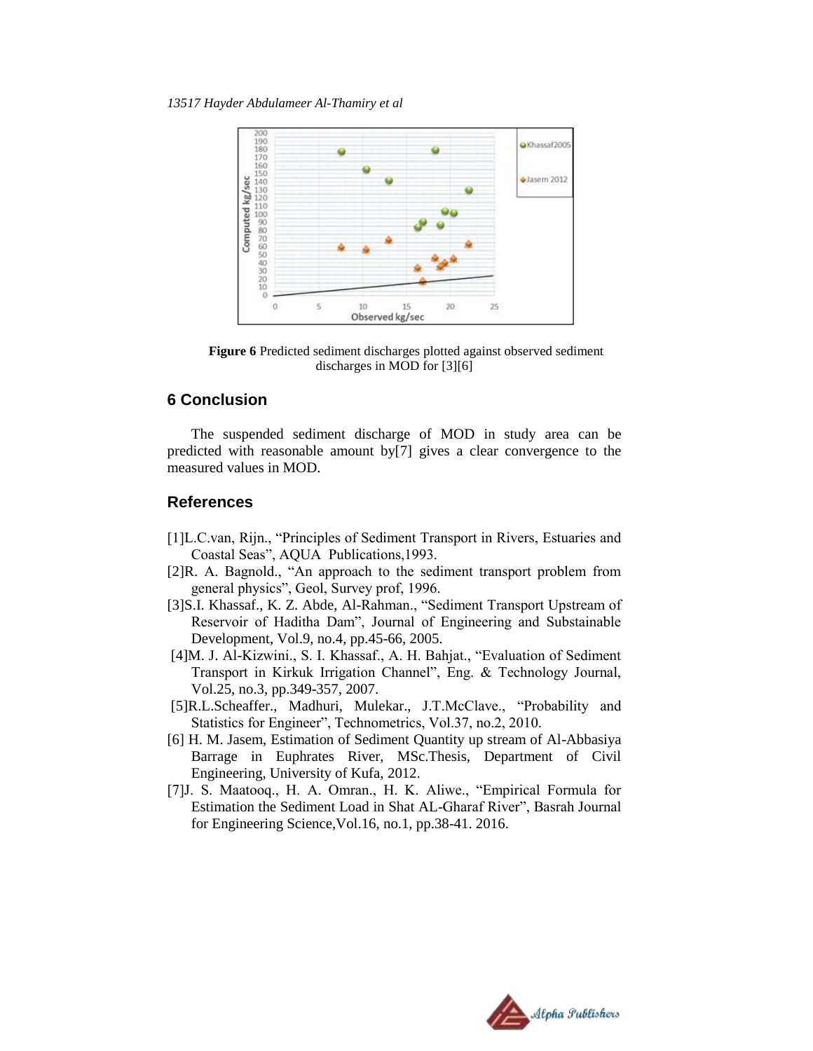Figure 6 Predicted sediment discharges plotted against observed sediment discharges in MOD for [3][6]

## 6 Conclusion

The suspended sediment discharge of MOD in study area can be predicted with reasonable amount by[7] gives a clear convergence to the measured values in MOD.

## References

[1]L.C.van, Rijn., "Principles of Sediment Transport in Rivers, Estuaries and Coastal Seas", AQUA Publications,1993.

[2]R. A. Bagnold., "An approach to the sediment transport problem from general physics", Geol, Survey prof, 1996.

[3]S.I. Khassaf., K. Z. Abde, Al-Rahman., "Sediment Transport Upstream of Reservoir of Haditha Dam", Journal of Engineering and Substainable Development, Vol.9, no.4, pp.45-66, 2005.

[4]M. J. Al-Kizwini., S. I. Khassaf., A. H. Bahjat., "Evaluation of Sediment Transport in Kirkuk Irrigation Channel", Eng. & Technology Journal, Vol.25, no.3, pp.349-357, 2007.

[5]R.L.Scheaffer., Madhuri, Mulekar., J.T.McClave., "Probability and Statistics for Engineer", Technometrics, Vol.37, no.2, 2010.

[6] H. M. Jasem, Estimation of Sediment Quantity up stream of Al-Abbasiya Barrage in Euphrates River, MSc.Thesis, Department of Civil Engineering, University of Kufa, 2012.

[7]J. S. Maatooq., H. A. Omran., H. K. Aliwe., "Empirical Formula for Estimation the Sediment Load in Shat AL-Gharaf River", Basrah Journal for Engineering Science,Vol.16, no.1, pp.38-41. 2016.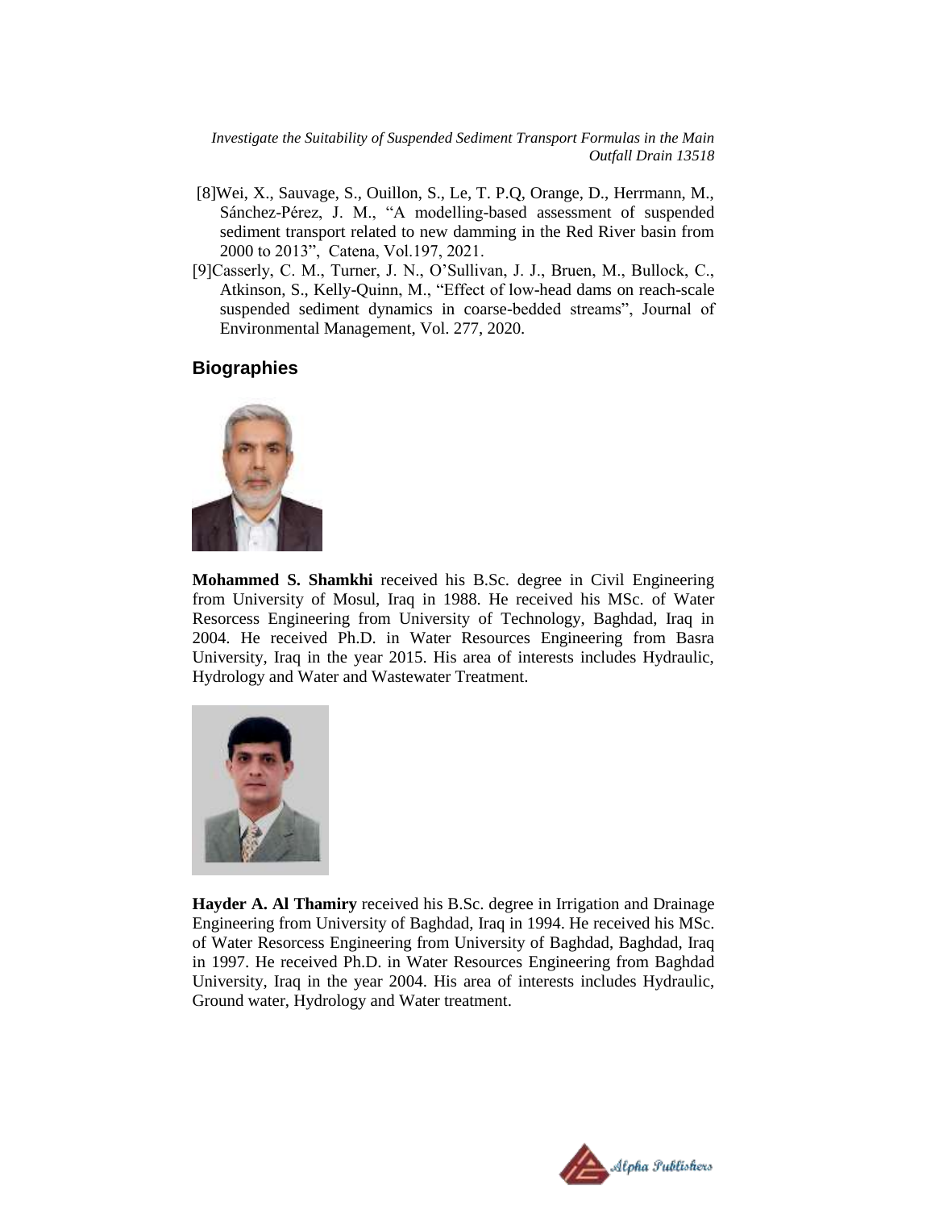[8]Wei, X., Sauvage, S., Ouillon, S., Le, T. P.Q, Orange, D., Herrmann, M., Sánchez-Pérez, J. M., “A modelling-based assessment of suspended sediment transport related to new damming in the Red River basin from 2000 to 2013”, Catena, Vol.197, 2021.

[9]Casserly, C. M., Turner, J. N., O’Sullivan, J. J., Bruen, M., Bullock, C., Atkinson, S., Kelly-Quinn, M., “Effect of low-head dams on reach-scale suspended sediment dynamics in coarse-bedded streams”, Journal of Environmental Management, Vol. 277, 2020.

## Biographies

**Mohammed S. Shamkhi** received his B.Sc. degree in Civil Engineering from University of Mosul, Iraq in 1988. He received his MSc. of Water Resorcess Engineering from University of Technology, Baghdad, Iraq in 2004. He received Ph.D. in Water Resources Engineering from Basra University, Iraq in the year 2015. His area of interests includes Hydraulic, Hydrology and Water and Wastewater Treatment.

**Hayder A. Al Thamiry** received his B.Sc. degree in Irrigation and Drainage Engineering from University of Baghdad, Iraq in 1994. He received his MSc. of Water Resorcess Engineering from University of Baghdad, Baghdad, Iraq in 1997. He received Ph.D. in Water Resources Engineering from Baghdad University, Iraq in the year 2004. His area of interests includes Hydraulic, Ground water, Hydrology and Water treatment.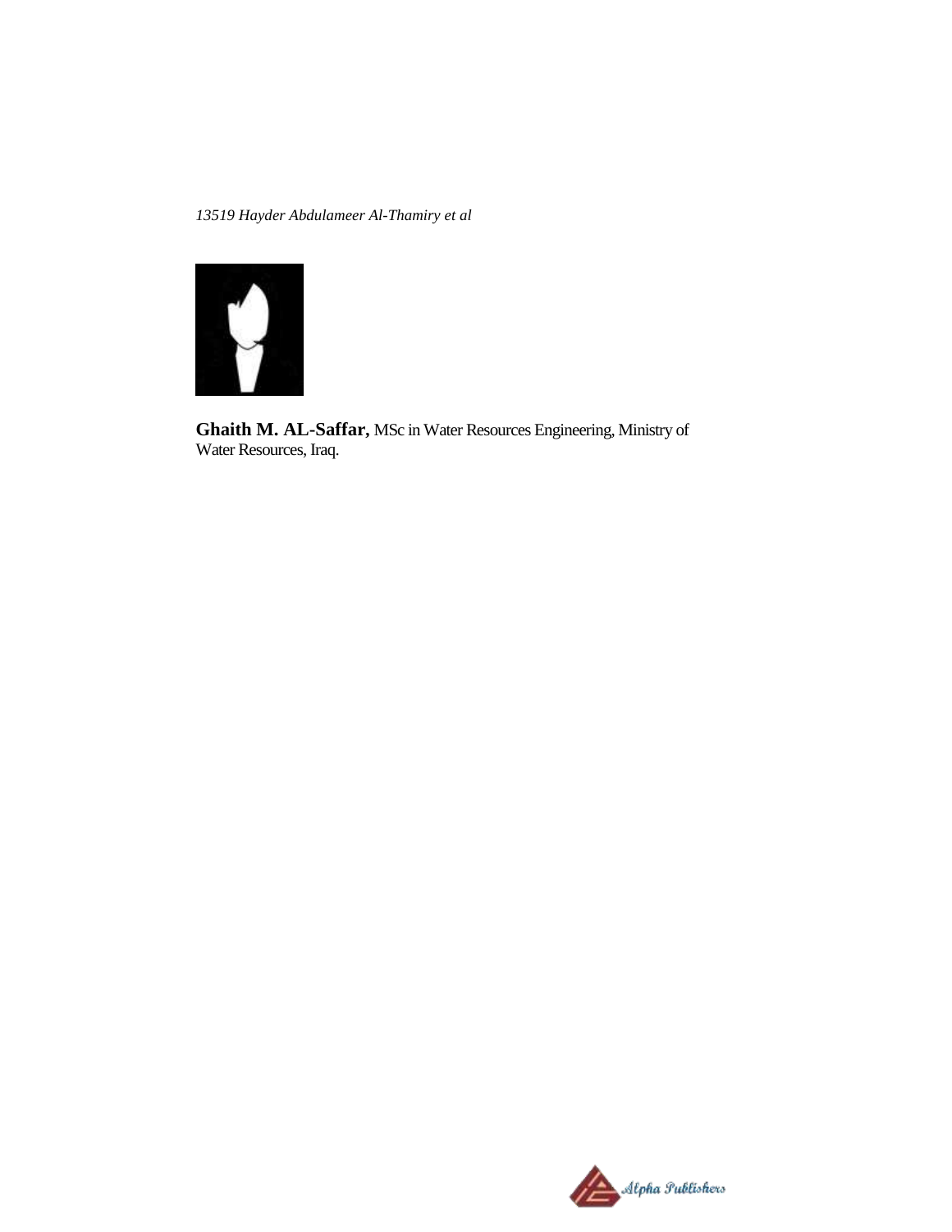**Ghaith M. AL-Saffar,** MSc in Water Resources Engineering, Ministry of Water Resources, Iraq.